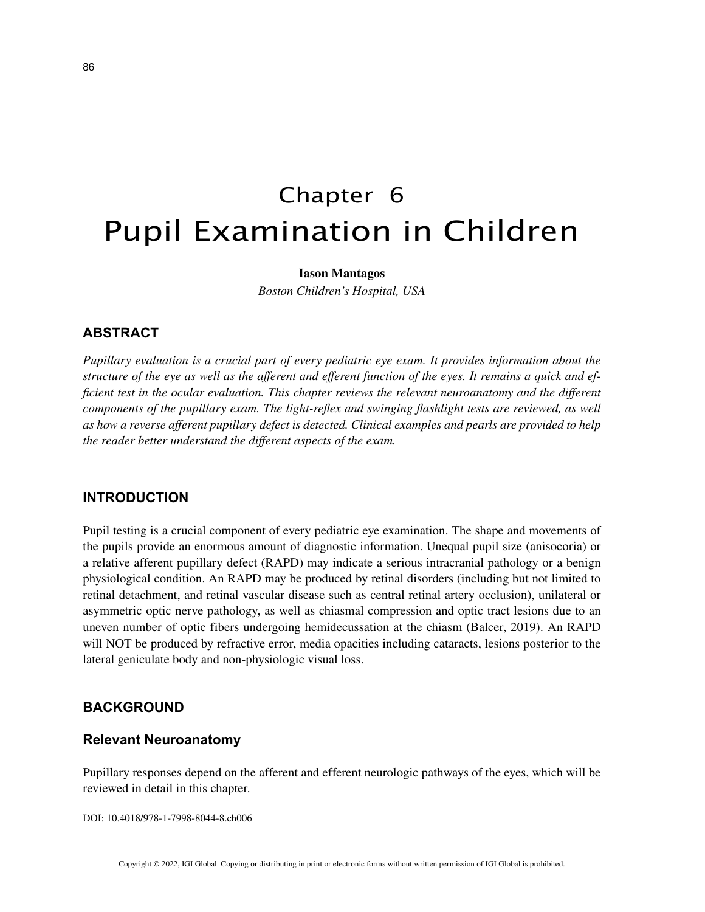# Chapter 6
# Pupil Examination in Children

**Iason Mantagos**
*Boston Children's Hospital, USA*

## ABSTRACT

*Pupillary evaluation is a crucial part of every pediatric eye exam. It provides information about the structure of the eye as well as the afferent and efferent function of the eyes. It remains a quick and efficient test in the ocular evaluation. This chapter reviews the relevant neuroanatomy and the different components of the pupillary exam. The light-reflex and swinging flashlight tests are reviewed, as well as how a reverse afferent pupillary defect is detected. Clinical examples and pearls are provided to help the reader better understand the different aspects of the exam.*

## INTRODUCTION

Pupil testing is a crucial component of every pediatric eye examination. The shape and movements of the pupils provide an enormous amount of diagnostic information. Unequal pupil size (anisocoria) or a relative afferent pupillary defect (RAPD) may indicate a serious intracranial pathology or a benign physiological condition. An RAPD may be produced by retinal disorders (including but not limited to retinal detachment, and retinal vascular disease such as central retinal artery occlusion), unilateral or asymmetric optic nerve pathology, as well as chiasmal compression and optic tract lesions due to an uneven number of optic fibers undergoing hemidecussation at the chiasm (Balcer, 2019). An RAPD will NOT be produced by refractive error, media opacities including cataracts, lesions posterior to the lateral geniculate body and non-physiologic visual loss.

## BACKGROUND

### Relevant Neuroanatomy

Pupillary responses depend on the afferent and efferent neurologic pathways of the eyes, which will be reviewed in detail in this chapter.

DOI: 10.4018/978-1-7998-8044-8.ch006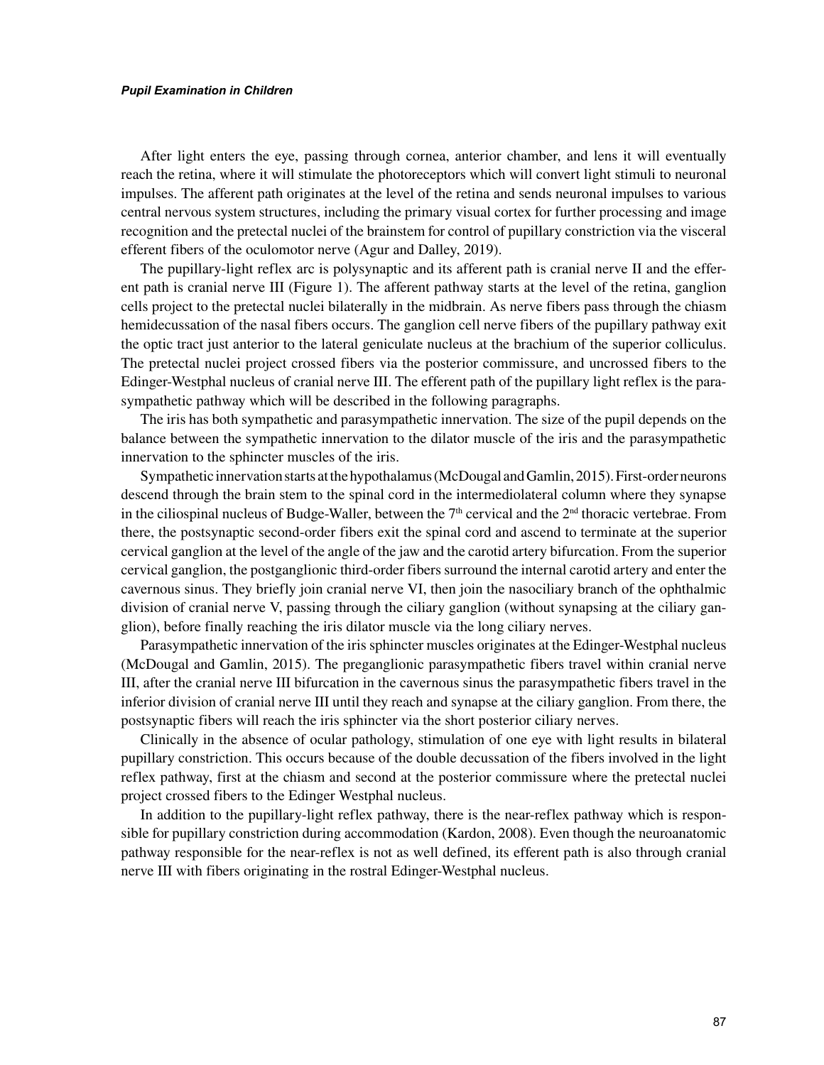After light enters the eye, passing through cornea, anterior chamber, and lens it will eventually reach the retina, where it will stimulate the photoreceptors which will convert light stimuli to neuronal impulses. The afferent path originates at the level of the retina and sends neuronal impulses to various central nervous system structures, including the primary visual cortex for further processing and image recognition and the pretectal nuclei of the brainstem for control of pupillary constriction via the visceral efferent fibers of the oculomotor nerve (Agur and Dalley, 2019).

The pupillary-light reflex arc is polysynaptic and its afferent path is cranial nerve II and the efferent path is cranial nerve III (Figure 1). The afferent pathway starts at the level of the retina, ganglion cells project to the pretectal nuclei bilaterally in the midbrain. As nerve fibers pass through the chiasm hemidecussation of the nasal fibers occurs. The ganglion cell nerve fibers of the pupillary pathway exit the optic tract just anterior to the lateral geniculate nucleus at the brachium of the superior colliculus. The pretectal nuclei project crossed fibers via the posterior commissure, and uncrossed fibers to the Edinger-Westphal nucleus of cranial nerve III. The efferent path of the pupillary light reflex is the parasympathetic pathway which will be described in the following paragraphs.

The iris has both sympathetic and parasympathetic innervation. The size of the pupil depends on the balance between the sympathetic innervation to the dilator muscle of the iris and the parasympathetic innervation to the sphincter muscles of the iris.

Sympathetic innervation starts at the hypothalamus (McDougal and Gamlin, 2015). First-order neurons descend through the brain stem to the spinal cord in the intermediolateral column where they synapse in the ciliospinal nucleus of Budge-Waller, between the 7th cervical and the 2nd thoracic vertebrae. From there, the postsynaptic second-order fibers exit the spinal cord and ascend to terminate at the superior cervical ganglion at the level of the angle of the jaw and the carotid artery bifurcation. From the superior cervical ganglion, the postganglionic third-order fibers surround the internal carotid artery and enter the cavernous sinus. They briefly join cranial nerve VI, then join the nasociliary branch of the ophthalmic division of cranial nerve V, passing through the ciliary ganglion (without synapsing at the ciliary ganglion), before finally reaching the iris dilator muscle via the long ciliary nerves.

Parasympathetic innervation of the iris sphincter muscles originates at the Edinger-Westphal nucleus (McDougal and Gamlin, 2015). The preganglionic parasympathetic fibers travel within cranial nerve III, after the cranial nerve III bifurcation in the cavernous sinus the parasympathetic fibers travel in the inferior division of cranial nerve III until they reach and synapse at the ciliary ganglion. From there, the postsynaptic fibers will reach the iris sphincter via the short posterior ciliary nerves.

Clinically in the absence of ocular pathology, stimulation of one eye with light results in bilateral pupillary constriction. This occurs because of the double decussation of the fibers involved in the light reflex pathway, first at the chiasm and second at the posterior commissure where the pretectal nuclei project crossed fibers to the Edinger Westphal nucleus.

In addition to the pupillary-light reflex pathway, there is the near-reflex pathway which is responsible for pupillary constriction during accommodation (Kardon, 2008). Even though the neuroanatomic pathway responsible for the near-reflex is not as well defined, its efferent path is also through cranial nerve III with fibers originating in the rostral Edinger-Westphal nucleus.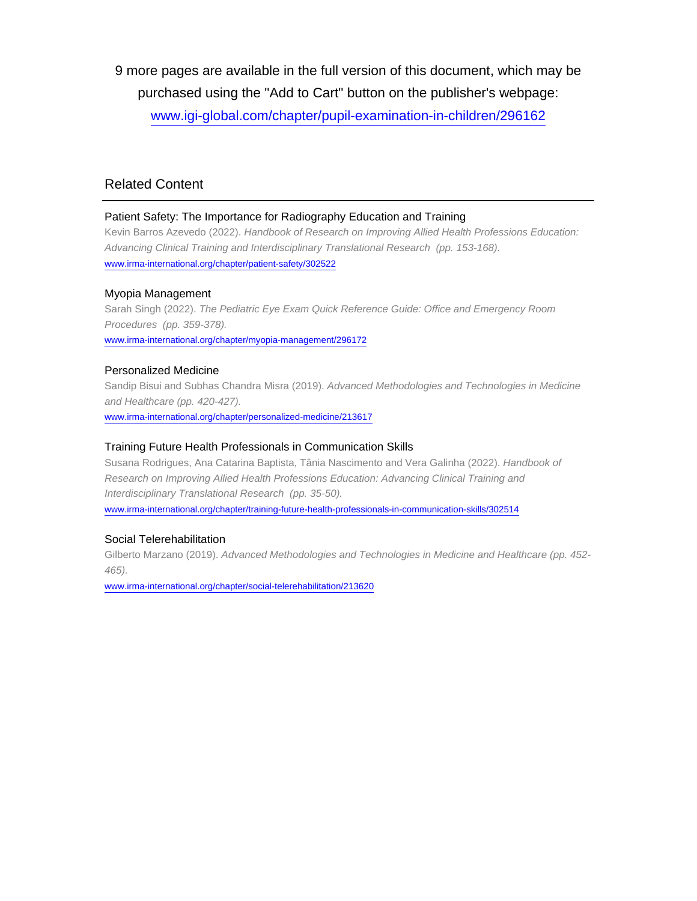9 more pages are available in the full version of this document, which may be purchased using the "Add to Cart" button on the publisher's webpage:
www.igi-global.com/chapter/pupil-examination-in-children/296162

## Related Content

### Patient Safety: The Importance for Radiography Education and Training

Kevin Barros Azevedo (2022). *Handbook of Research on Improving Allied Health Professions Education: Advancing Clinical Training and Interdisciplinary Translational Research (pp. 153-168).*

www.irma-international.org/chapter/patient-safety/302522

### Myopia Management

Sarah Singh (2022). *The Pediatric Eye Exam Quick Reference Guide: Office and Emergency Room Procedures (pp. 359-378).*

www.irma-international.org/chapter/myopia-management/296172

### Personalized Medicine

Sandip Bisui and Subhas Chandra Misra (2019). *Advanced Methodologies and Technologies in Medicine and Healthcare (pp. 420-427).*

www.irma-international.org/chapter/personalized-medicine/213617

### Training Future Health Professionals in Communication Skills

Susana Rodrigues, Ana Catarina Baptista, Tânia Nascimento and Vera Galinha (2022). *Handbook of Research on Improving Allied Health Professions Education: Advancing Clinical Training and Interdisciplinary Translational Research (pp. 35-50).*

www.irma-international.org/chapter/training-future-health-professionals-in-communication-skills/302514

### Social Telerehabilitation

Gilberto Marzano (2019). *Advanced Methodologies and Technologies in Medicine and Healthcare (pp. 452-465).*

www.irma-international.org/chapter/social-telerehabilitation/213620